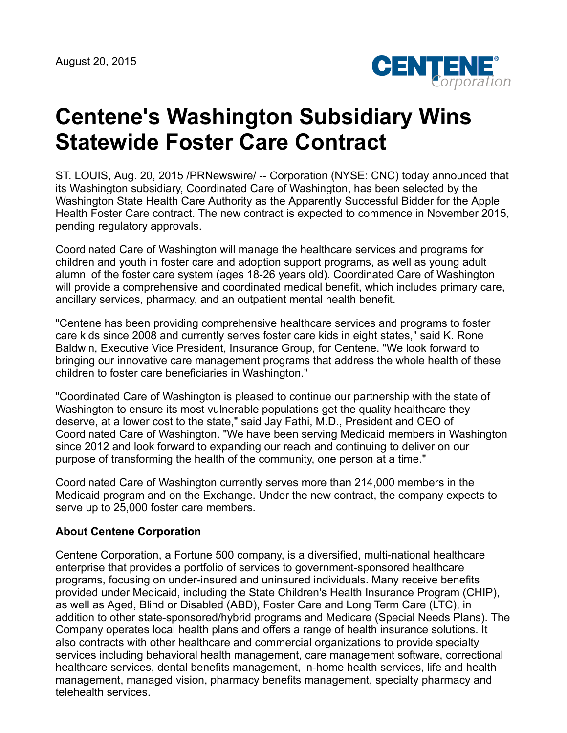August 20, 2015

# Centene's Washington Subsidiary Wins Statewide Foster Care Contract

ST. LOUIS, Aug. 20, 2015 /PRNewswire/ -- Corporation (NYSE: CNC) today announced that its Washington subsidiary, Coordinated Care of Washington, has been selected by the Washington State Health Care Authority as the Apparently Successful Bidder for the Apple Health Foster Care contract. The new contract is expected to commence in November 2015, pending regulatory approvals.

Coordinated Care of Washington will manage the healthcare services and programs for children and youth in foster care and adoption support programs, as well as young adult alumni of the foster care system (ages 18-26 years old). Coordinated Care of Washington will provide a comprehensive and coordinated medical benefit, which includes primary care, ancillary services, pharmacy, and an outpatient mental health benefit.

"Centene has been providing comprehensive healthcare services and programs to foster care kids since 2008 and currently serves foster care kids in eight states," said K. Rone Baldwin, Executive Vice President, Insurance Group, for Centene. "We look forward to bringing our innovative care management programs that address the whole health of these children to foster care beneficiaries in Washington."

"Coordinated Care of Washington is pleased to continue our partnership with the state of Washington to ensure its most vulnerable populations get the quality healthcare they deserve, at a lower cost to the state," said Jay Fathi, M.D., President and CEO of Coordinated Care of Washington. "We have been serving Medicaid members in Washington since 2012 and look forward to expanding our reach and continuing to deliver on our purpose of transforming the health of the community, one person at a time."

Coordinated Care of Washington currently serves more than 214,000 members in the Medicaid program and on the Exchange. Under the new contract, the company expects to serve up to 25,000 foster care members.

**About Centene Corporation**

Centene Corporation, a Fortune 500 company, is a diversified, multi-national healthcare enterprise that provides a portfolio of services to government-sponsored healthcare programs, focusing on under-insured and uninsured individuals. Many receive benefits provided under Medicaid, including the State Children's Health Insurance Program (CHIP), as well as Aged, Blind or Disabled (ABD), Foster Care and Long Term Care (LTC), in addition to other state-sponsored/hybrid programs and Medicare (Special Needs Plans). The Company operates local health plans and offers a range of health insurance solutions. It also contracts with other healthcare and commercial organizations to provide specialty services including behavioral health management, care management software, correctional healthcare services, dental benefits management, in-home health services, life and health management, managed vision, pharmacy benefits management, specialty pharmacy and telehealth services.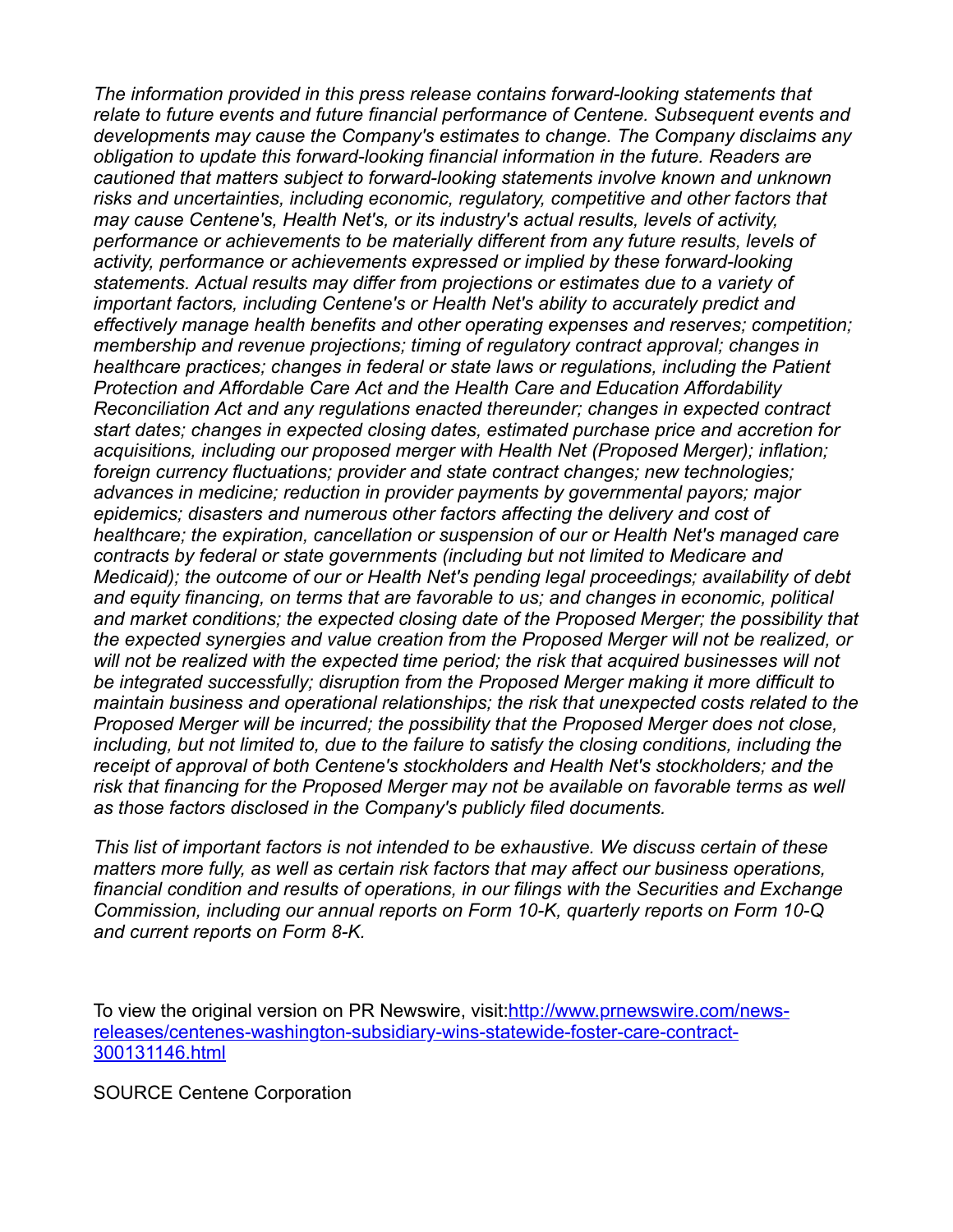*The information provided in this press release contains forward-looking statements that relate to future events and future financial performance of Centene. Subsequent events and developments may cause the Company's estimates to change. The Company disclaims any obligation to update this forward-looking financial information in the future. Readers are cautioned that matters subject to forward-looking statements involve known and unknown risks and uncertainties, including economic, regulatory, competitive and other factors that may cause Centene's, Health Net's, or its industry's actual results, levels of activity, performance or achievements to be materially different from any future results, levels of activity, performance or achievements expressed or implied by these forward-looking statements. Actual results may differ from projections or estimates due to a variety of important factors, including Centene's or Health Net's ability to accurately predict and effectively manage health benefits and other operating expenses and reserves; competition; membership and revenue projections; timing of regulatory contract approval; changes in healthcare practices; changes in federal or state laws or regulations, including the Patient Protection and Affordable Care Act and the Health Care and Education Affordability Reconciliation Act and any regulations enacted thereunder; changes in expected contract start dates; changes in expected closing dates, estimated purchase price and accretion for acquisitions, including our proposed merger with Health Net (Proposed Merger); inflation; foreign currency fluctuations; provider and state contract changes; new technologies; advances in medicine; reduction in provider payments by governmental payors; major epidemics; disasters and numerous other factors affecting the delivery and cost of healthcare; the expiration, cancellation or suspension of our or Health Net's managed care contracts by federal or state governments (including but not limited to Medicare and Medicaid); the outcome of our or Health Net's pending legal proceedings; availability of debt and equity financing, on terms that are favorable to us; and changes in economic, political and market conditions; the expected closing date of the Proposed Merger; the possibility that the expected synergies and value creation from the Proposed Merger will not be realized, or will not be realized with the expected time period; the risk that acquired businesses will not be integrated successfully; disruption from the Proposed Merger making it more difficult to maintain business and operational relationships; the risk that unexpected costs related to the Proposed Merger will be incurred; the possibility that the Proposed Merger does not close, including, but not limited to, due to the failure to satisfy the closing conditions, including the receipt of approval of both Centene's stockholders and Health Net's stockholders; and the risk that financing for the Proposed Merger may not be available on favorable terms as well as those factors disclosed in the Company's publicly filed documents.*

*This list of important factors is not intended to be exhaustive. We discuss certain of these matters more fully, as well as certain risk factors that may affect our business operations, financial condition and results of operations, in our filings with the Securities and Exchange Commission, including our annual reports on Form 10-K, quarterly reports on Form 10-Q and current reports on Form 8-K.*

To view the original version on PR Newswire, visit:[http://www.prnewswire.com/news-releases/centenes-washington-subsidiary-wins-statewide-foster-care-contract-300131146.html](http://www.prnewswire.com/news-releases/centenes-washington-subsidiary-wins-statewide-foster-care-contract-300131146.html)

SOURCE Centene Corporation